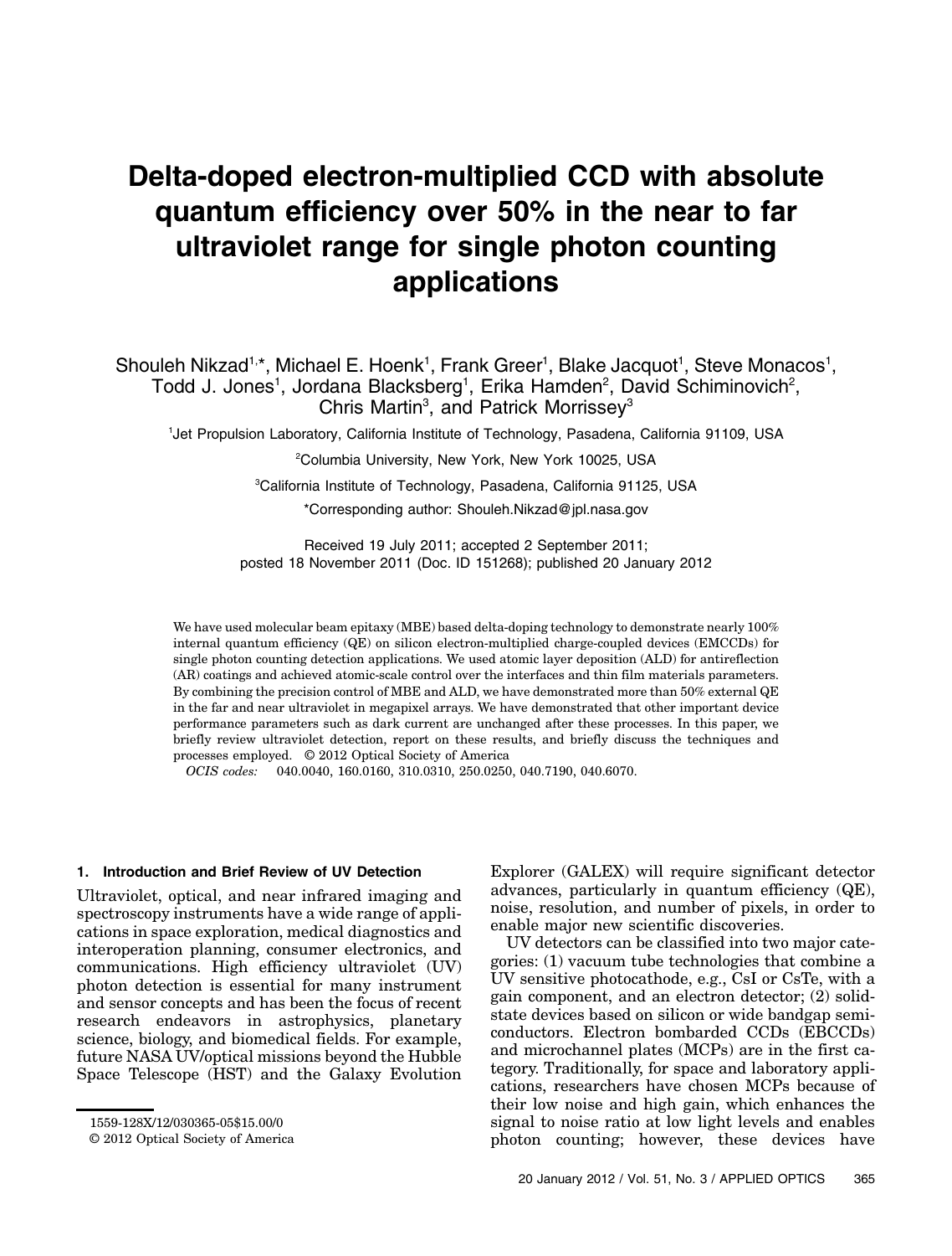# Delta-doped electron-multiplied CCD with absolute quantum efficiency over 50% in the near to far ultraviolet range for single photon counting applications

Shouleh Nikzad[1,*], Michael E. Hoenk[1], Frank Greer[1], Blake Jacquot[1], Steve Monacos[1], Todd J. Jones[1], Jordana Blacksberg[1], Erika Hamden[2], David Schiminovich[2], Chris Martin[3], and Patrick Morrissey[3]

[1]Jet Propulsion Laboratory, California Institute of Technology, Pasadena, California 91109, USA

[2]Columbia University, New York, New York 10025, USA

[3]California Institute of Technology, Pasadena, California 91125, USA

*Corresponding author: Shouleh.Nikzad@jpl.nasa.gov

Received 19 July 2011; accepted 2 September 2011; posted 18 November 2011 (Doc. ID 151268); published 20 January 2012

We have used molecular beam epitaxy (MBE) based delta-doping technology to demonstrate nearly 100% internal quantum efficiency (QE) on silicon electron-multiplied charge-coupled devices (EMCCDs) for single photon counting detection applications. We used atomic layer deposition (ALD) for antireflection (AR) coatings and achieved atomic-scale control over the interfaces and thin film materials parameters. By combining the precision control of MBE and ALD, we have demonstrated more than 50% external QE in the far and near ultraviolet in megapixel arrays. We have demonstrated that other important device performance parameters such as dark current are unchanged after these processes. In this paper, we briefly review ultraviolet detection, report on these results, and briefly discuss the techniques and processes employed. © 2012 Optical Society of America

*OCIS codes:* 040.0040, 160.0160, 310.0310, 250.0250, 040.7190, 040.6070.

## 1. Introduction and Brief Review of UV Detection

Ultraviolet, optical, and near infrared imaging and spectroscopy instruments have a wide range of applications in space exploration, medical diagnostics and interoperation planning, consumer electronics, and communications. High efficiency ultraviolet (UV) photon detection is essential for many instrument and sensor concepts and has been the focus of recent research endeavors in astrophysics, planetary science, biology, and biomedical fields. For example, future NASA UV/optical missions beyond the Hubble Space Telescope (HST) and the Galaxy Evolution Explorer (GALEX) will require significant detector advances, particularly in quantum efficiency (QE), noise, resolution, and number of pixels, in order to enable major new scientific discoveries.

UV detectors can be classified into two major categories: (1) vacuum tube technologies that combine a UV sensitive photocathode, e.g., CsI or CsTe, with a gain component, and an electron detector; (2) solid-state devices based on silicon or wide bandgap semiconductors. Electron bombarded CCDs (EBCCDs) and microchannel plates (MCPs) are in the first category. Traditionally, for space and laboratory applications, researchers have chosen MCPs because of their low noise and high gain, which enhances the signal to noise ratio at low light levels and enables photon counting; however, these devices have

1559-128X/12/030365-05$15.00/0

© 2012 Optical Society of America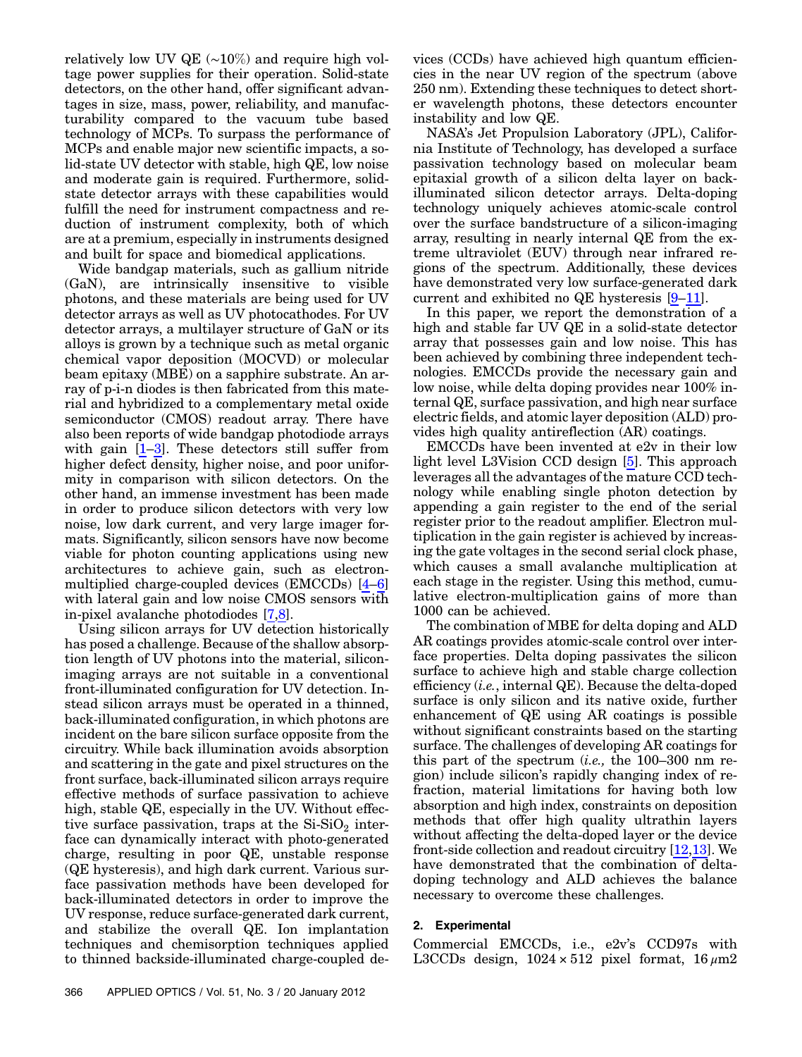relatively low UV QE (~10%) and require high voltage power supplies for their operation. Solid-state detectors, on the other hand, offer significant advantages in size, mass, power, reliability, and manufacturability compared to the vacuum tube based technology of MCPs. To surpass the performance of MCPs and enable major new scientific impacts, a solid-state UV detector with stable, high QE, low noise and moderate gain is required. Furthermore, solid-state detector arrays with these capabilities would fulfill the need for instrument compactness and reduction of instrument complexity, both of which are at a premium, especially in instruments designed and built for space and biomedical applications.

Wide bandgap materials, such as gallium nitride (GaN), are intrinsically insensitive to visible photons, and these materials are being used for UV detector arrays as well as UV photocathodes. For UV detector arrays, a multilayer structure of GaN or its alloys is grown by a technique such as metal organic chemical vapor deposition (MOCVD) or molecular beam epitaxy (MBE) on a sapphire substrate. An array of p-i-n diodes is then fabricated from this material and hybridized to a complementary metal oxide semiconductor (CMOS) readout array. There have also been reports of wide bandgap photodiode arrays with gain [1–3]. These detectors still suffer from higher defect density, higher noise, and poor uniformity in comparison with silicon detectors. On the other hand, an immense investment has been made in order to produce silicon detectors with very low noise, low dark current, and very large imager formats. Significantly, silicon sensors have now become viable for photon counting applications using new architectures to achieve gain, such as electron-multiplied charge-coupled devices (EMCCDs) [4–6] with lateral gain and low noise CMOS sensors with in-pixel avalanche photodiodes [7,8].

Using silicon arrays for UV detection historically has posed a challenge. Because of the shallow absorption length of UV photons into the material, silicon-imaging arrays are not suitable in a conventional front-illuminated configuration for UV detection. Instead silicon arrays must be operated in a thinned, back-illuminated configuration, in which photons are incident on the bare silicon surface opposite from the circuitry. While back illumination avoids absorption and scattering in the gate and pixel structures on the front surface, back-illuminated silicon arrays require effective methods of surface passivation to achieve high, stable QE, especially in the UV. Without effective surface passivation, traps at the Si-$SiO_2$ interface can dynamically interact with photo-generated charge, resulting in poor QE, unstable response (QE hysteresis), and high dark current. Various surface passivation methods have been developed for back-illuminated detectors in order to improve the UV response, reduce surface-generated dark current, and stabilize the overall QE. Ion implantation techniques and chemisorption techniques applied to thinned backside-illuminated charge-coupled devices (CCDs) have achieved high quantum efficiencies in the near UV region of the spectrum (above 250 nm). Extending these techniques to detect shorter wavelength photons, these detectors encounter instability and low QE.

NASA's Jet Propulsion Laboratory (JPL), California Institute of Technology, has developed a surface passivation technology based on molecular beam epitaxial growth of a silicon delta layer on back-illuminated silicon detector arrays. Delta-doping technology uniquely achieves atomic-scale control over the surface bandstructure of a silicon-imaging array, resulting in nearly internal QE from the extreme ultraviolet (EUV) through near infrared regions of the spectrum. Additionally, these devices have demonstrated very low surface-generated dark current and exhibited no QE hysteresis [9–11].

In this paper, we report the demonstration of a high and stable far UV QE in a solid-state detector array that possesses gain and low noise. This has been achieved by combining three independent technologies. EMCCDs provide the necessary gain and low noise, while delta doping provides near 100% internal QE, surface passivation, and high near surface electric fields, and atomic layer deposition (ALD) provides high quality antireflection (AR) coatings.

EMCCDs have been invented at e2v in their low light level L3Vision CCD design [5]. This approach leverages all the advantages of the mature CCD technology while enabling single photon detection by appending a gain register to the end of the serial register prior to the readout amplifier. Electron multiplication in the gain register is achieved by increasing the gate voltages in the second serial clock phase, which causes a small avalanche multiplication at each stage in the register. Using this method, cumulative electron-multiplication gains of more than 1000 can be achieved.

The combination of MBE for delta doping and ALD AR coatings provides atomic-scale control over interface properties. Delta doping passivates the silicon surface to achieve high and stable charge collection efficiency (*i.e.*, internal QE). Because the delta-doped surface is only silicon and its native oxide, further enhancement of QE using AR coatings is possible without significant constraints based on the starting surface. The challenges of developing AR coatings for this part of the spectrum (*i.e.,* the 100–300 nm region) include silicon's rapidly changing index of refraction, material limitations for having both low absorption and high index, constraints on deposition methods that offer high quality ultrathin layers without affecting the delta-doped layer or the device front-side collection and readout circuitry [12,13]. We have demonstrated that the combination of delta-doping technology and ALD achieves the balance necessary to overcome these challenges.

## 2. Experimental

Commercial EMCCDs, i.e., e2v's CCD97s with L3CCDs design, $1024 \times 512$ pixel format, $16\,\mu m2$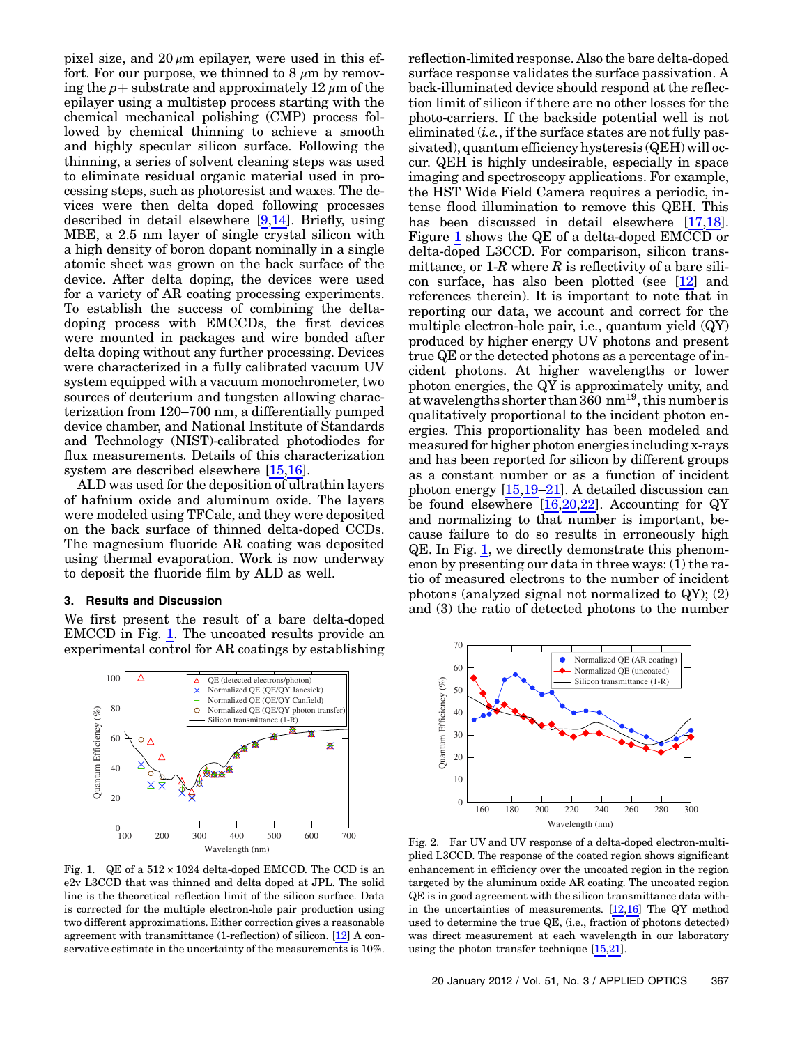pixel size, and 20 μm epilayer, were used in this effort. For our purpose, we thinned to 8 μm by removing the $p+$ substrate and approximately 12 μm of the epilayer using a multistep process starting with the chemical mechanical polishing (CMP) process followed by chemical thinning to achieve a smooth and highly specular silicon surface. Following the thinning, a series of solvent cleaning steps was used to eliminate residual organic material used in processing steps, such as photoresist and waxes. The devices were then delta doped following processes described in detail elsewhere [9,14]. Briefly, using MBE, a 2.5 nm layer of single crystal silicon with a high density of boron dopant nominally in a single atomic sheet was grown on the back surface of the device. After delta doping, the devices were used for a variety of AR coating processing experiments. To establish the success of combining the delta-doping process with EMCCDs, the first devices were mounted in packages and wire bonded after delta doping without any further processing. Devices were characterized in a fully calibrated vacuum UV system equipped with a vacuum monochrometer, two sources of deuterium and tungsten allowing characterization from 120–700 nm, a differentially pumped device chamber, and National Institute of Standards and Technology (NIST)-calibrated photodiodes for flux measurements. Details of this characterization system are described elsewhere [15,16].

ALD was used for the deposition of ultrathin layers of hafnium oxide and aluminum oxide. The layers were modeled using TFCalc, and they were deposited on the back surface of thinned delta-doped CCDs. The magnesium fluoride AR coating was deposited using thermal evaporation. Work is now underway to deposit the fluoride film by ALD as well.

### 3. Results and Discussion

We first present the result of a bare delta-doped EMCCD in Fig. 1. The uncoated results provide an experimental control for AR coatings by establishing reflection-limited response. Also the bare delta-doped surface response validates the surface passivation. A back-illuminated device should respond at the reflection limit of silicon if there are no other losses for the photo-carriers. If the backside potential well is not eliminated (*i.e.*, if the surface states are not fully passivated), quantum efficiency hysteresis (QEH) will occur. QEH is highly undesirable, especially in space imaging and spectroscopy applications. For example, the HST Wide Field Camera requires a periodic, intense flood illumination to remove this QEH. This has been discussed in detail elsewhere [17,18]. Figure 1 shows the QE of a delta-doped EMCCD or delta-doped L3CCD. For comparison, silicon transmittance, or 1-$R$ where $R$ is reflectivity of a bare silicon surface, has also been plotted (see [12] and references therein). It is important to note that in reporting our data, we account and correct for the multiple electron-hole pair, i.e., quantum yield (QY) produced by higher energy UV photons and present true QE or the detected photons as a percentage of incident photons. At higher wavelengths or lower photon energies, the QY is approximately unity, and at wavelengths shorter than 360 nm[19], this number is qualitatively proportional to the incident photon energies. This proportionality has been modeled and measured for higher photon energies including x-rays and has been reported for silicon by different groups as a constant number or as a function of incident photon energy [15,19–21]. A detailed discussion can be found elsewhere [16,20,22]. Accounting for QY and normalizing to that number is important, because failure to do so results in erroneously high QE. In Fig. 1, we directly demonstrate this phenomenon by presenting our data in three ways: (1) the ratio of measured electrons to the number of incident photons (analyzed signal not normalized to QY); (2) and (3) the ratio of detected photons to the number

Fig. 1. QE of a 512 × 1024 delta-doped EMCCD. The CCD is an e2v L3CCD that was thinned and delta doped at JPL. The solid line is the theoretical reflection limit of the silicon surface. Data is corrected for the multiple electron-hole pair production using two different approximations. Either correction gives a reasonable agreement with transmittance (1-reflection) of silicon. [12] A conservative estimate in the uncertainty of the measurements is 10%.

Fig. 2. Far UV and UV response of a delta-doped electron-multiplied L3CCD. The response of the coated region shows significant enhancement in efficiency over the uncoated region in the region targeted by the aluminum oxide AR coating. The uncoated region QE is in good agreement with the silicon transmittance data within the uncertainties of measurements. [12,16] The QY method used to determine the true QE, (i.e., fraction of photons detected) was direct measurement at each wavelength in our laboratory using the photon transfer technique [15,21].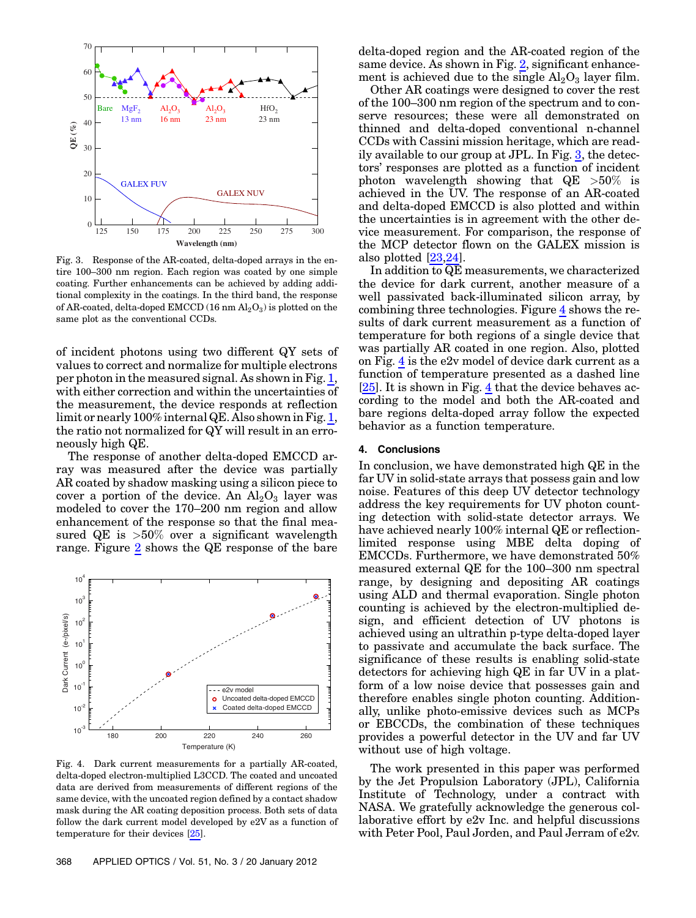Fig. 3. Response of the AR-coated, delta-doped arrays in the entire 100–300 nm region. Each region was coated by one simple coating. Further enhancements can be achieved by adding additional complexity in the coatings. In the third band, the response of AR-coated, delta-doped EMCCD (16 nm $Al_2O_3$) is plotted on the same plot as the conventional CCDs.

of incident photons using two different QY sets of values to correct and normalize for multiple electrons per photon in the measured signal. As shown in Fig. 1, with either correction and within the uncertainties of the measurement, the device responds at reflection limit or nearly 100% internal QE. Also shown in Fig. 1, the ratio not normalized for QY will result in an erroneously high QE.

The response of another delta-doped EMCCD array was measured after the device was partially AR coated by shadow masking using a silicon piece to cover a portion of the device. An $Al_2O_3$ layer was modeled to cover the 170–200 nm region and allow enhancement of the response so that the final measured QE is $>50\%$ over a significant wavelength range. Figure 2 shows the QE response of the bare delta-doped region and the AR-coated region of the same device. As shown in Fig. 2, significant enhancement is achieved due to the single $Al_2O_3$ layer film.

Other AR coatings were designed to cover the rest of the 100–300 nm region of the spectrum and to conserve resources; these were all demonstrated on thinned and delta-doped conventional n-channel CCDs with Cassini mission heritage, which are readily available to our group at JPL. In Fig. 3, the detectors' responses are plotted as a function of incident photon wavelength showing that QE $>50\%$ is achieved in the UV. The response of an AR-coated and delta-doped EMCCD is also plotted and within the uncertainties is in agreement with the other device measurement. For comparison, the response of the MCP detector flown on the GALEX mission is also plotted [23,24].

In addition to QE measurements, we characterized the device for dark current, another measure of a well passivated back-illuminated silicon array, by combining three technologies. Figure 4 shows the results of dark current measurement as a function of temperature for both regions of a single device that was partially AR coated in one region. Also, plotted on Fig. 4 is the e2v model of device dark current as a function of temperature presented as a dashed line [25]. It is shown in Fig. 4 that the device behaves according to the model and both the AR-coated and bare regions delta-doped array follow the expected behavior as a function temperature.

Fig. 4. Dark current measurements for a partially AR-coated, delta-doped electron-multiplied L3CCD. The coated and uncoated data are derived from measurements of different regions of the same device, with the uncoated region defined by a contact shadow mask during the AR coating deposition process. Both sets of data follow the dark current model developed by e2V as a function of temperature for their devices [25].

## 4. Conclusions

In conclusion, we have demonstrated high QE in the far UV in solid-state arrays that possess gain and low noise. Features of this deep UV detector technology address the key requirements for UV photon counting detection with solid-state detector arrays. We have achieved nearly 100% internal QE or reflection-limited response using MBE delta doping of EMCCDs. Furthermore, we have demonstrated 50% measured external QE for the 100–300 nm spectral range, by designing and depositing AR coatings using ALD and thermal evaporation. Single photon counting is achieved by the electron-multiplied design, and efficient detection of UV photons is achieved using an ultrathin p-type delta-doped layer to passivate and accumulate the back surface. The significance of these results is enabling solid-state detectors for achieving high QE in far UV in a platform of a low noise device that possesses gain and therefore enables single photon counting. Additionally, unlike photo-emissive devices such as MCPs or EBCCDs, the combination of these techniques provides a powerful detector in the UV and far UV without use of high voltage.

The work presented in this paper was performed by the Jet Propulsion Laboratory (JPL), California Institute of Technology, under a contract with NASA. We gratefully acknowledge the generous collaborative effort by e2v Inc. and helpful discussions with Peter Pool, Paul Jorden, and Paul Jerram of e2v.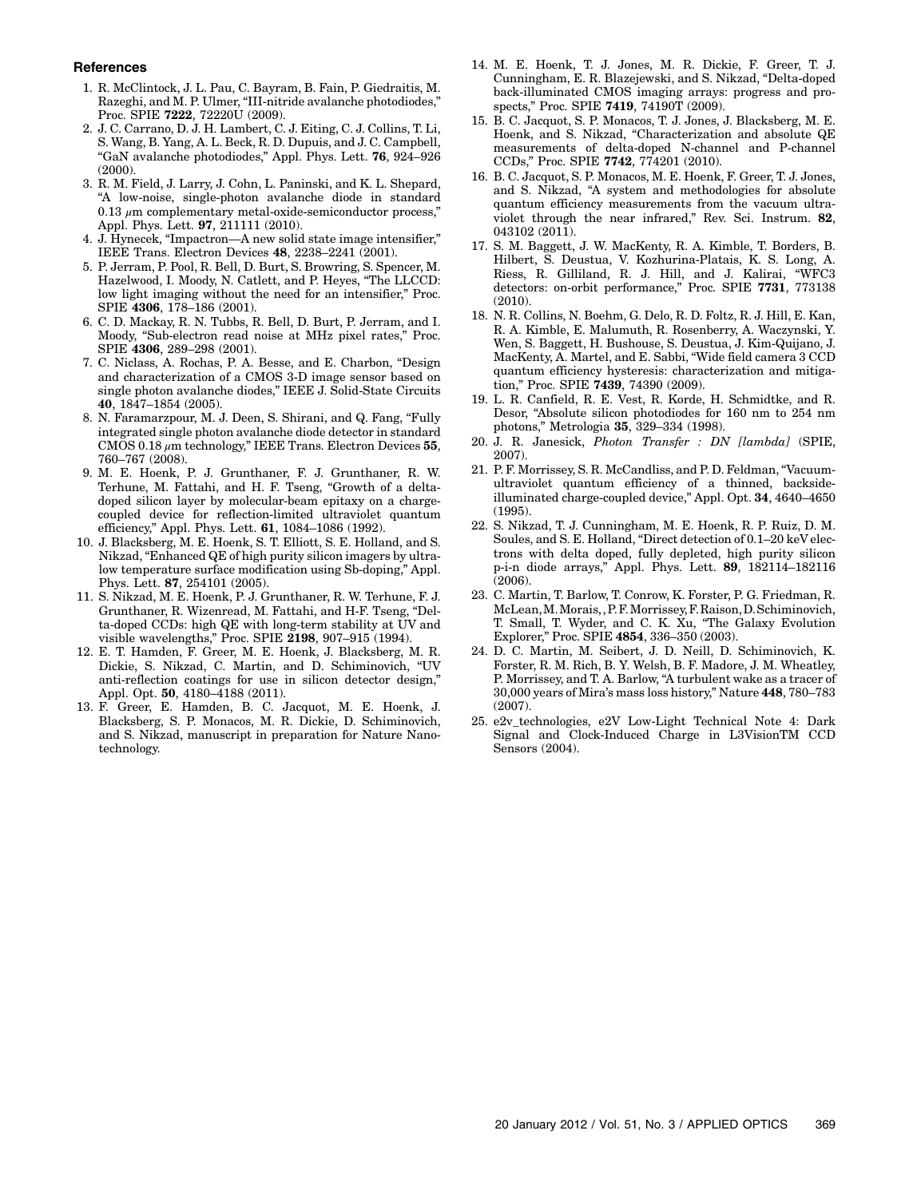## References

1. R. McClintock, J. L. Pau, C. Bayram, B. Fain, P. Giedraitis, M. Razeghi, and M. P. Ulmer, "III-nitride avalanche photodiodes," Proc. SPIE **7222**, 72220U (2009).
2. J. C. Carrano, D. J. H. Lambert, C. J. Eiting, C. J. Collins, T. Li, S. Wang, B. Yang, A. L. Beck, R. D. Dupuis, and J. C. Campbell, "GaN avalanche photodiodes," Appl. Phys. Lett. **76**, 924–926 (2000).
3. R. M. Field, J. Larry, J. Cohn, L. Paninski, and K. L. Shepard, "A low-noise, single-photon avalanche diode in standard 0.13 $\mu$m complementary metal-oxide-semiconductor process," Appl. Phys. Lett. **97**, 211111 (2010).
4. J. Hynecek, "Impactron—A new solid state image intensifier," IEEE Trans. Electron Devices **48**, 2238–2241 (2001).
5. P. Jerram, P. Pool, R. Bell, D. Burt, S. Browring, S. Spencer, M. Hazelwood, I. Moody, N. Catlett, and P. Heyes, "The LLCCD: low light imaging without the need for an intensifier," Proc. SPIE **4306**, 178–186 (2001).
6. C. D. Mackay, R. N. Tubbs, R. Bell, D. Burt, P. Jerram, and I. Moody, "Sub-electron read noise at MHz pixel rates," Proc. SPIE **4306**, 289–298 (2001).
7. C. Niclass, A. Rochas, P. A. Besse, and E. Charbon, "Design and characterization of a CMOS 3-D image sensor based on single photon avalanche diodes," IEEE J. Solid-State Circuits **40**, 1847–1854 (2005).
8. N. Faramarzpour, M. J. Deen, S. Shirani, and Q. Fang, "Fully integrated single photon avalanche diode detector in standard CMOS 0.18 $\mu$m technology," IEEE Trans. Electron Devices **55**, 760–767 (2008).
9. M. E. Hoenk, P. J. Grunthaner, F. J. Grunthaner, R. W. Terhune, M. Fattahi, and H. F. Tseng, "Growth of a delta-doped silicon layer by molecular-beam epitaxy on a charge-coupled device for reflection-limited ultraviolet quantum efficiency," Appl. Phys. Lett. **61**, 1084–1086 (1992).
10. J. Blacksberg, M. E. Hoenk, S. T. Elliott, S. E. Holland, and S. Nikzad, "Enhanced QE of high purity silicon imagers by ultralow temperature surface modification using Sb-doping," Appl. Phys. Lett. **87**, 254101 (2005).
11. S. Nikzad, M. E. Hoenk, P. J. Grunthaner, R. W. Terhune, F. J. Grunthaner, R. Wizenread, M. Fattahi, and H-F. Tseng, "Delta-doped CCDs: high QE with long-term stability at UV and visible wavelengths," Proc. SPIE **2198**, 907–915 (1994).
12. E. T. Hamden, F. Greer, M. E. Hoenk, J. Blacksberg, M. R. Dickie, S. Nikzad, C. Martin, and D. Schiminovich, "UV anti-reflection coatings for use in silicon detector design," Appl. Opt. **50**, 4180–4188 (2011).
13. F. Greer, E. Hamden, B. C. Jacquot, M. E. Hoenk, J. Blacksberg, S. P. Monacos, M. R. Dickie, D. Schiminovich, and S. Nikzad, manuscript in preparation for Nature Nanotechnology.
14. M. E. Hoenk, T. J. Jones, M. R. Dickie, F. Greer, T. J. Cunningham, E. R. Blazejewski, and S. Nikzad, "Delta-doped back-illuminated CMOS imaging arrays: progress and prospects," Proc. SPIE **7419**, 74190T (2009).
15. B. C. Jacquot, S. P. Monacos, T. J. Jones, J. Blacksberg, M. E. Hoenk, and S. Nikzad, "Characterization and absolute QE measurements of delta-doped N-channel and P-channel CCDs," Proc. SPIE **7742**, 774201 (2010).
16. B. C. Jacquot, S. P. Monacos, M. E. Hoenk, F. Greer, T. J. Jones, and S. Nikzad, "A system and methodologies for absolute quantum efficiency measurements from the vacuum ultraviolet through the near infrared," Rev. Sci. Instrum. **82**, 043102 (2011).
17. S. M. Baggett, J. W. MacKenty, R. A. Kimble, T. Borders, B. Hilbert, S. Deustua, V. Kozhurina-Platais, K. S. Long, A. Riess, R. Gilliland, R. J. Hill, and J. Kalirai, "WFC3 detectors: on-orbit performance," Proc. SPIE **7731**, 773138 (2010).
18. N. R. Collins, N. Boehm, G. Delo, R. D. Foltz, R. J. Hill, E. Kan, R. A. Kimble, E. Malumuth, R. Rosenberry, A. Waczynski, Y. Wen, S. Baggett, H. Bushouse, S. Deustua, J. Kim-Quijano, J. MacKenty, A. Martel, and E. Sabbi, "Wide field camera 3 CCD quantum efficiency hysteresis: characterization and mitigation," Proc. SPIE **7439**, 74390 (2009).
19. L. R. Canfield, R. E. Vest, R. Korde, H. Schmidtke, and R. Desor, "Absolute silicon photodiodes for 160 nm to 254 nm photons," Metrologia **35**, 329–334 (1998).
20. J. R. Janesick, *Photon Transfer : DN [lambda]* (SPIE, 2007).
21. P. F. Morrissey, S. R. McCandliss, and P. D. Feldman, "Vacuum-ultraviolet quantum efficiency of a thinned, backside-illuminated charge-coupled device," Appl. Opt. **34**, 4640–4650 (1995).
22. S. Nikzad, T. J. Cunningham, M. E. Hoenk, R. P. Ruiz, D. M. Soules, and S. E. Holland, "Direct detection of 0.1–20 keV electrons with delta doped, fully depleted, high purity silicon p-i-n diode arrays," Appl. Phys. Lett. **89**, 182114–182116 (2006).
23. C. Martin, T. Barlow, T. Conrow, K. Forster, P. G. Friedman, R. McLean, M. Morais, , P. F. Morrissey, F. Raison, D. Schiminovich, T. Small, T. Wyder, and C. K. Xu, "The Galaxy Evolution Explorer," Proc. SPIE **4854**, 336–350 (2003).
24. D. C. Martin, M. Seibert, J. D. Neill, D. Schiminovich, K. Forster, R. M. Rich, B. Y. Welsh, B. F. Madore, J. M. Wheatley, P. Morrissey, and T. A. Barlow, "A turbulent wake as a tracer of 30,000 years of Mira's mass loss history," Nature **448**, 780–783 (2007).
25. e2v_technologies, e2V Low-Light Technical Note 4: Dark Signal and Clock-Induced Charge in L3VisionTM CCD Sensors (2004).